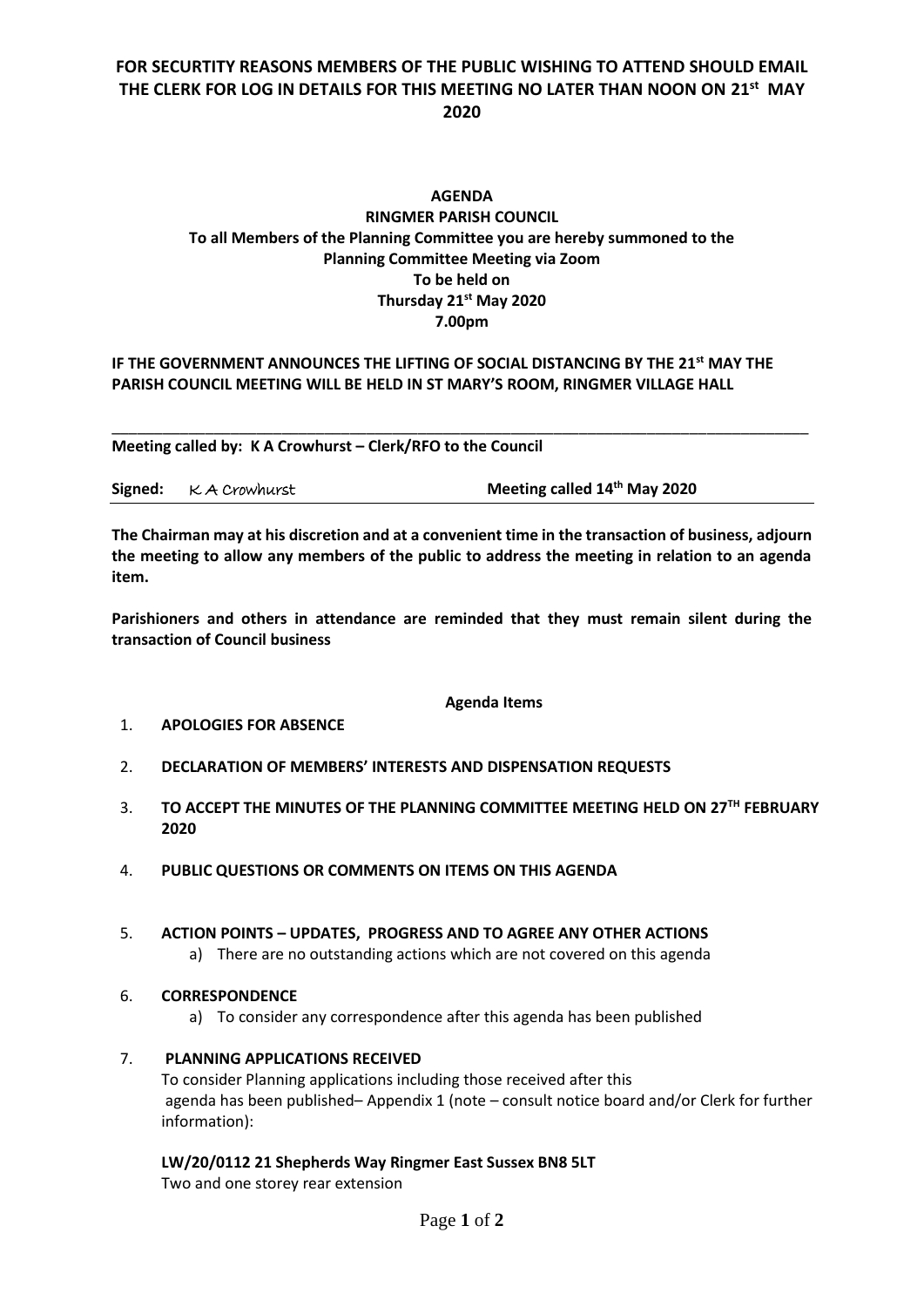**FOR SECURTITY REASONS MEMBERS OF THE PUBLIC WISHING TO ATTEND SHOULD EMAIL THE CLERK FOR LOG IN DETAILS FOR THIS MEETING NO LATER THAN NOON ON 21st MAY 2020**

**AGENDA**
**RINGMER PARISH COUNCIL**
**To all Members of the Planning Committee you are hereby summoned to the Planning Committee Meeting via Zoom**
**To be held on**
**Thursday 21st May 2020**
**7.00pm**

**IF THE GOVERNMENT ANNOUNCES THE LIFTING OF SOCIAL DISTANCING BY THE 21st MAY THE PARISH COUNCIL MEETING WILL BE HELD IN ST MARY'S ROOM, RINGMER VILLAGE HALL**

---

**Meeting called by: K A Crowhurst – Clerk/RFO to the Council**

**Signed:** K A Crowhurst **Meeting called 14th May 2020**

**The Chairman may at his discretion and at a convenient time in the transaction of business, adjourn the meeting to allow any members of the public to address the meeting in relation to an agenda item.**

**Parishioners and others in attendance are reminded that they must remain silent during the transaction of Council business**

**Agenda Items**

1. **APOLOGIES FOR ABSENCE**
2. **DECLARATION OF MEMBERS' INTERESTS AND DISPENSATION REQUESTS**
3. **TO ACCEPT THE MINUTES OF THE PLANNING COMMITTEE MEETING HELD ON 27TH FEBRUARY 2020**
4. **PUBLIC QUESTIONS OR COMMENTS ON ITEMS ON THIS AGENDA**
5. **ACTION POINTS – UPDATES, PROGRESS AND TO AGREE ANY OTHER ACTIONS**
   a) There are no outstanding actions which are not covered on this agenda
6. **CORRESPONDENCE**
   a) To consider any correspondence after this agenda has been published
7. **PLANNING APPLICATIONS RECEIVED**
   To consider Planning applications including those received after this agenda has been published– Appendix 1 (note – consult notice board and/or Clerk for further information):

   **LW/20/0112 21 Shepherds Way Ringmer East Sussex BN8 5LT**
   Two and one storey rear extension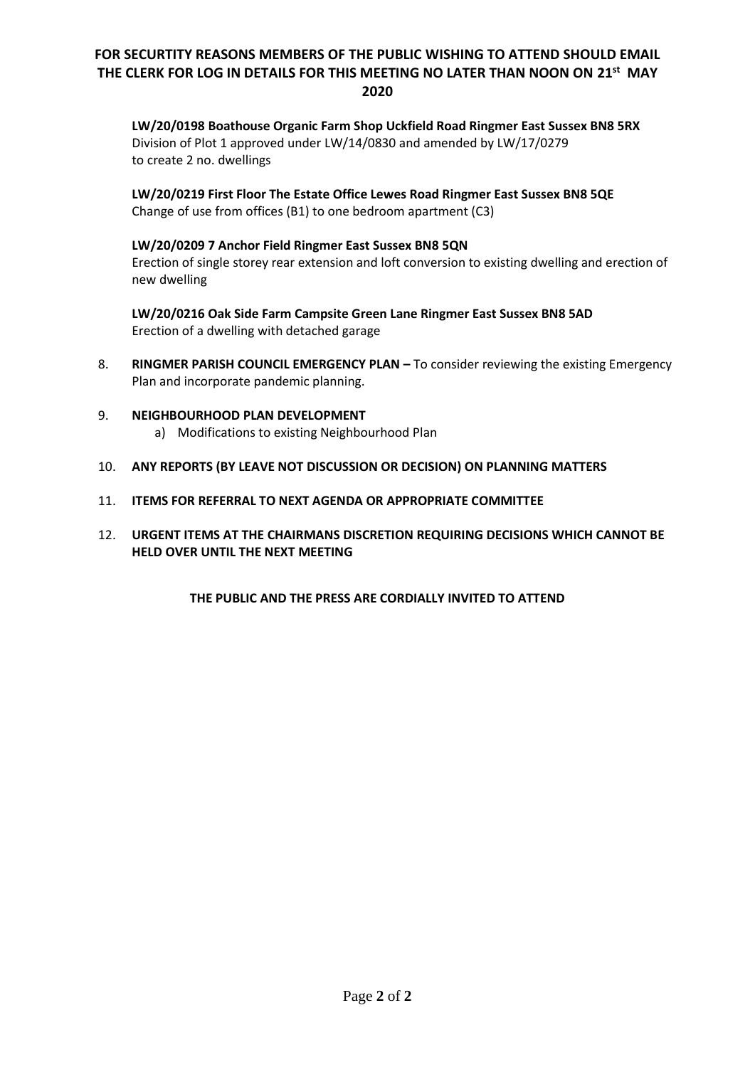**FOR SECURTITY REASONS MEMBERS OF THE PUBLIC WISHING TO ATTEND SHOULD EMAIL THE CLERK FOR LOG IN DETAILS FOR THIS MEETING NO LATER THAN NOON ON 21st MAY 2020**

**LW/20/0198 Boathouse Organic Farm Shop Uckfield Road Ringmer East Sussex BN8 5RX**
Division of Plot 1 approved under LW/14/0830 and amended by LW/17/0279 to create 2 no. dwellings

**LW/20/0219 First Floor The Estate Office Lewes Road Ringmer East Sussex BN8 5QE**
Change of use from offices (B1) to one bedroom apartment (C3)

**LW/20/0209 7 Anchor Field Ringmer East Sussex BN8 5QN**
Erection of single storey rear extension and loft conversion to existing dwelling and erection of new dwelling

**LW/20/0216 Oak Side Farm Campsite Green Lane Ringmer East Sussex BN8 5AD**
Erection of a dwelling with detached garage

8. **RINGMER PARISH COUNCIL EMERGENCY PLAN –** To consider reviewing the existing Emergency Plan and incorporate pandemic planning.

9. **NEIGHBOURHOOD PLAN DEVELOPMENT**
   a) Modifications to existing Neighbourhood Plan

10. **ANY REPORTS (BY LEAVE NOT DISCUSSION OR DECISION) ON PLANNING MATTERS**

11. **ITEMS FOR REFERRAL TO NEXT AGENDA OR APPROPRIATE COMMITTEE**

12. **URGENT ITEMS AT THE CHAIRMANS DISCRETION REQUIRING DECISIONS WHICH CANNOT BE HELD OVER UNTIL THE NEXT MEETING**

**THE PUBLIC AND THE PRESS ARE CORDIALLY INVITED TO ATTEND**